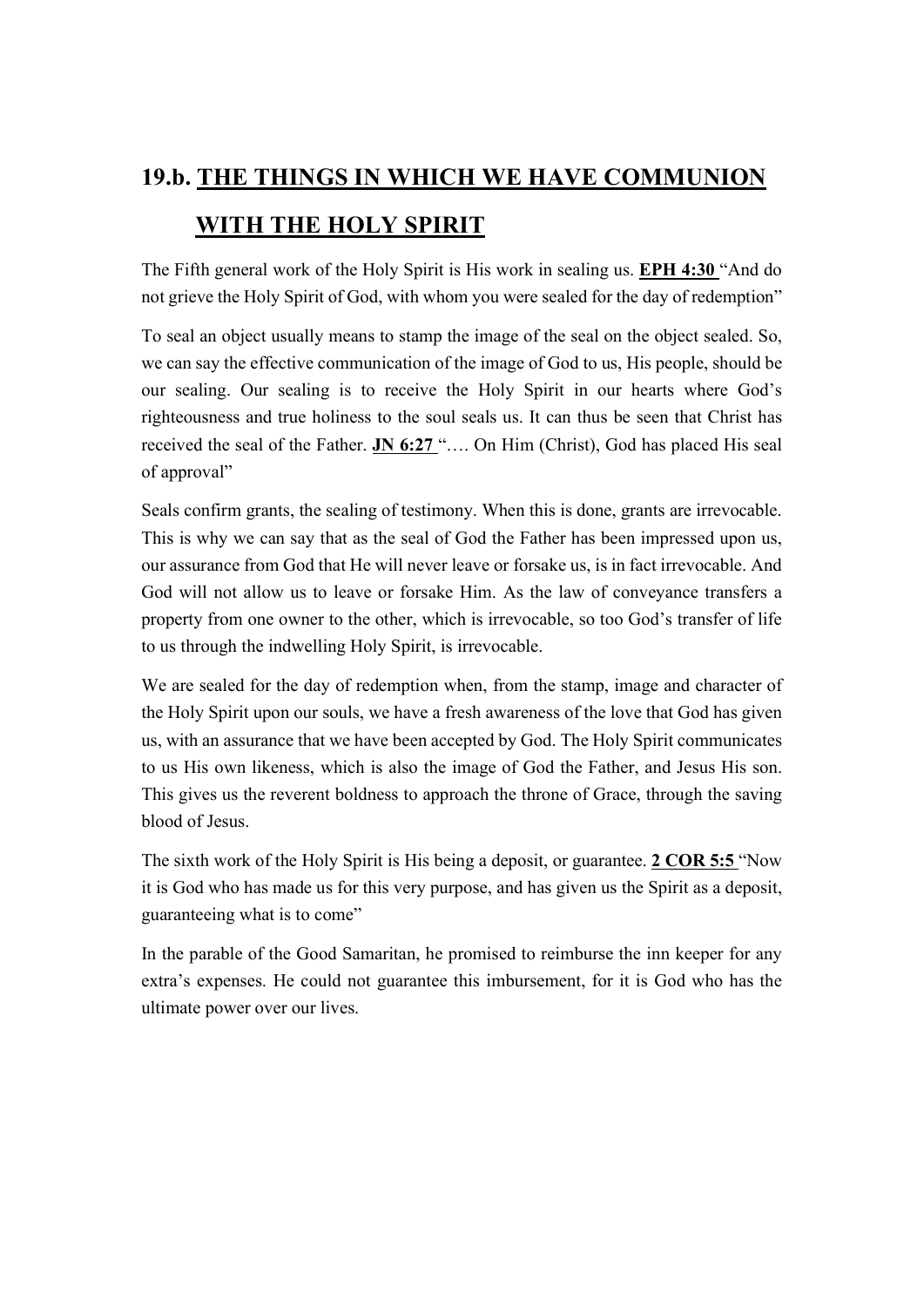## 19.b. THE THINGS IN WHICH WE HAVE COMMUNION WITH THE HOLY SPIRIT

The Fifth general work of the Holy Spirit is His work in sealing us. **EPH 4:30** "And do not grieve the Holy Spirit of God, with whom you were sealed for the day of redemption"

To seal an object usually means to stamp the image of the seal on the object sealed. So, we can say the effective communication of the image of God to us, His people, should be our sealing. Our sealing is to receive the Holy Spirit in our hearts where God's righteousness and true holiness to the soul seals us. It can thus be seen that Christ has received the seal of the Father. **JN 6:27** "…. On Him (Christ), God has placed His seal of approval"

Seals confirm grants, the sealing of testimony. When this is done, grants are irrevocable. This is why we can say that as the seal of God the Father has been impressed upon us, our assurance from God that He will never leave or forsake us, is in fact irrevocable. And God will not allow us to leave or forsake Him. As the law of conveyance transfers a property from one owner to the other, which is irrevocable, so too God's transfer of life to us through the indwelling Holy Spirit, is irrevocable.

We are sealed for the day of redemption when, from the stamp, image and character of the Holy Spirit upon our souls, we have a fresh awareness of the love that God has given us, with an assurance that we have been accepted by God. The Holy Spirit communicates to us His own likeness, which is also the image of God the Father, and Jesus His son. This gives us the reverent boldness to approach the throne of Grace, through the saving blood of Jesus.

The sixth work of the Holy Spirit is His being a deposit, or guarantee. **2 COR 5:5** "Now it is God who has made us for this very purpose, and has given us the Spirit as a deposit, guaranteeing what is to come"

In the parable of the Good Samaritan, he promised to reimburse the inn keeper for any extra's expenses. He could not guarantee this imbursement, for it is God who has the ultimate power over our lives.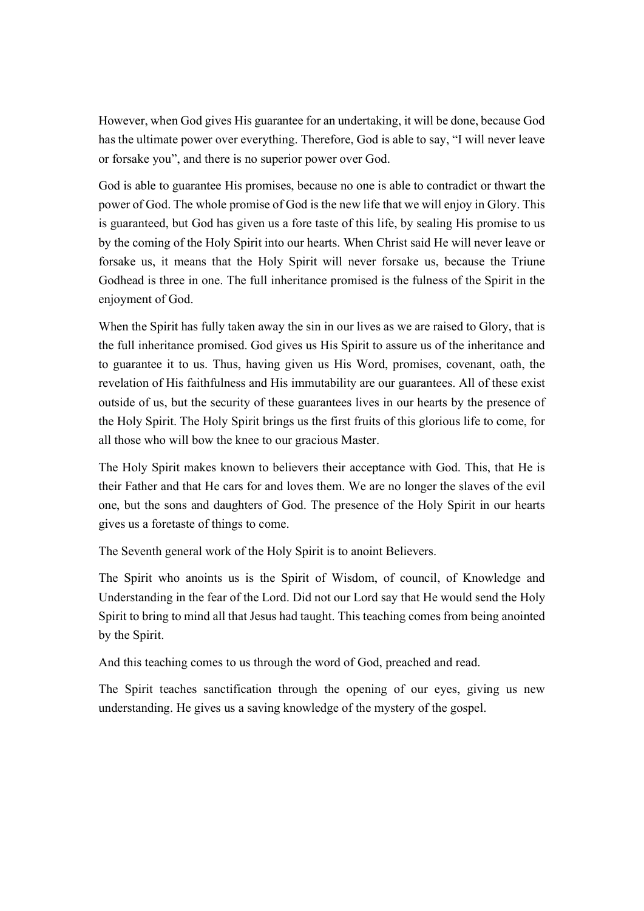However, when God gives His guarantee for an undertaking, it will be done, because God has the ultimate power over everything. Therefore, God is able to say, “I will never leave or forsake you”, and there is no superior power over God.

God is able to guarantee His promises, because no one is able to contradict or thwart the power of God. The whole promise of God is the new life that we will enjoy in Glory. This is guaranteed, but God has given us a fore taste of this life, by sealing His promise to us by the coming of the Holy Spirit into our hearts. When Christ said He will never leave or forsake us, it means that the Holy Spirit will never forsake us, because the Triune Godhead is three in one. The full inheritance promised is the fulness of the Spirit in the enjoyment of God.

When the Spirit has fully taken away the sin in our lives as we are raised to Glory, that is the full inheritance promised. God gives us His Spirit to assure us of the inheritance and to guarantee it to us. Thus, having given us His Word, promises, covenant, oath, the revelation of His faithfulness and His immutability are our guarantees. All of these exist outside of us, but the security of these guarantees lives in our hearts by the presence of the Holy Spirit. The Holy Spirit brings us the first fruits of this glorious life to come, for all those who will bow the knee to our gracious Master.

The Holy Spirit makes known to believers their acceptance with God. This, that He is their Father and that He cars for and loves them. We are no longer the slaves of the evil one, but the sons and daughters of God. The presence of the Holy Spirit in our hearts gives us a foretaste of things to come.

The Seventh general work of the Holy Spirit is to anoint Believers.

The Spirit who anoints us is the Spirit of Wisdom, of council, of Knowledge and Understanding in the fear of the Lord. Did not our Lord say that He would send the Holy Spirit to bring to mind all that Jesus had taught. This teaching comes from being anointed by the Spirit.

And this teaching comes to us through the word of God, preached and read.

The Spirit teaches sanctification through the opening of our eyes, giving us new understanding. He gives us a saving knowledge of the mystery of the gospel.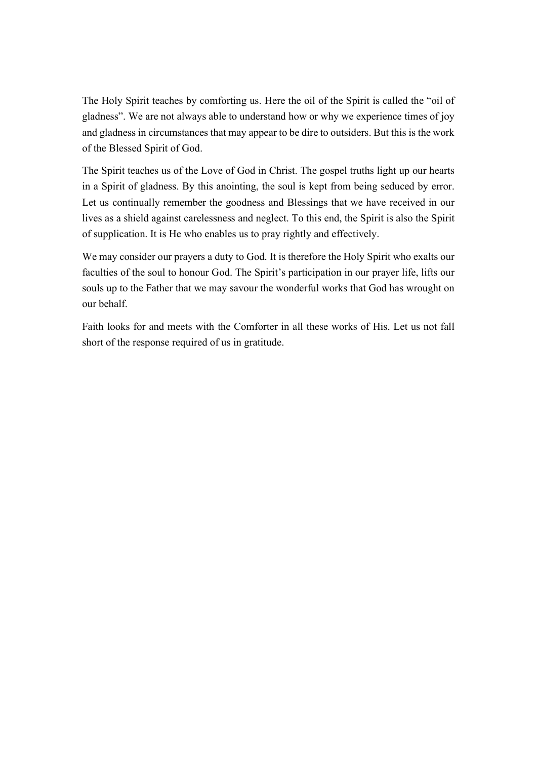The Holy Spirit teaches by comforting us. Here the oil of the Spirit is called the "oil of gladness". We are not always able to understand how or why we experience times of joy and gladness in circumstances that may appear to be dire to outsiders. But this is the work of the Blessed Spirit of God.

The Spirit teaches us of the Love of God in Christ. The gospel truths light up our hearts in a Spirit of gladness. By this anointing, the soul is kept from being seduced by error. Let us continually remember the goodness and Blessings that we have received in our lives as a shield against carelessness and neglect. To this end, the Spirit is also the Spirit of supplication. It is He who enables us to pray rightly and effectively.

We may consider our prayers a duty to God. It is therefore the Holy Spirit who exalts our faculties of the soul to honour God. The Spirit's participation in our prayer life, lifts our souls up to the Father that we may savour the wonderful works that God has wrought on our behalf.

Faith looks for and meets with the Comforter in all these works of His. Let us not fall short of the response required of us in gratitude.